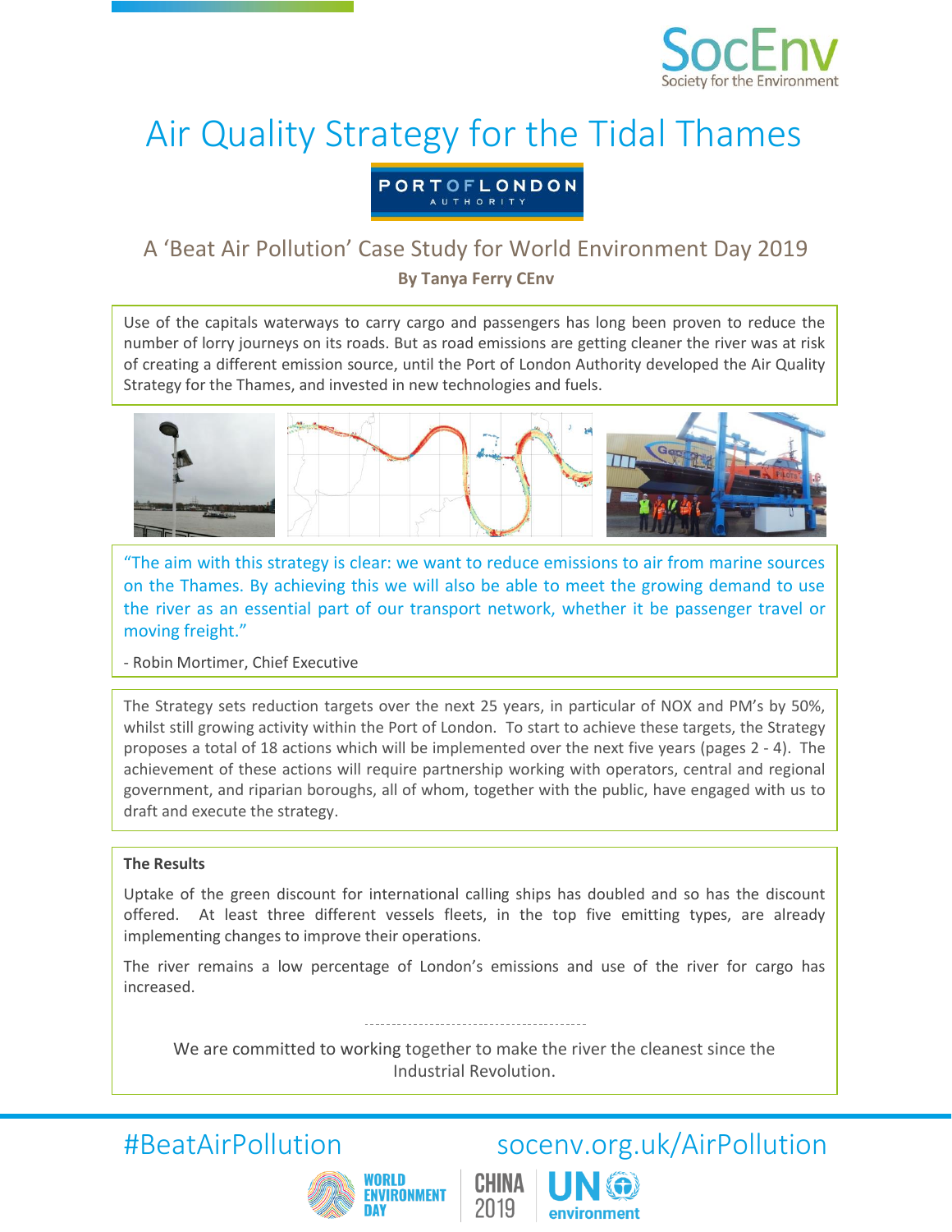SocEnv
Society for the Environment

# Air Quality Strategy for the Tidal Thames

PORT OF LONDON AUTHORITY

## A 'Beat Air Pollution' Case Study for World Environment Day 2019

**By Tanya Ferry CEnv**

Use of the capitals waterways to carry cargo and passengers has long been proven to reduce the number of lorry journeys on its roads. But as road emissions are getting cleaner the river was at risk of creating a different emission source, until the Port of London Authority developed the Air Quality Strategy for the Thames, and invested in new technologies and fuels.

"The aim with this strategy is clear: we want to reduce emissions to air from marine sources on the Thames. By achieving this we will also be able to meet the growing demand to use the river as an essential part of our transport network, whether it be passenger travel or moving freight."

- Robin Mortimer, Chief Executive

The Strategy sets reduction targets over the next 25 years, in particular of NOX and PM's by 50%, whilst still growing activity within the Port of London. To start to achieve these targets, the Strategy proposes a total of 18 actions which will be implemented over the next five years (pages 2 - 4). The achievement of these actions will require partnership working with operators, central and regional government, and riparian boroughs, all of whom, together with the public, have engaged with us to draft and execute the strategy.

**The Results**

Uptake of the green discount for international calling ships has doubled and so has the discount offered. At least three different vessels fleets, in the top five emitting types, are already implementing changes to improve their operations.

The river remains a low percentage of London's emissions and use of the river for cargo has increased.

---

We are committed to working together to make the river the cleanest since the Industrial Revolution.

#BeatAirPollution socenv.org.uk/AirPollution

WORLD ENVIRONMENT DAY CHINA 2019 UN environment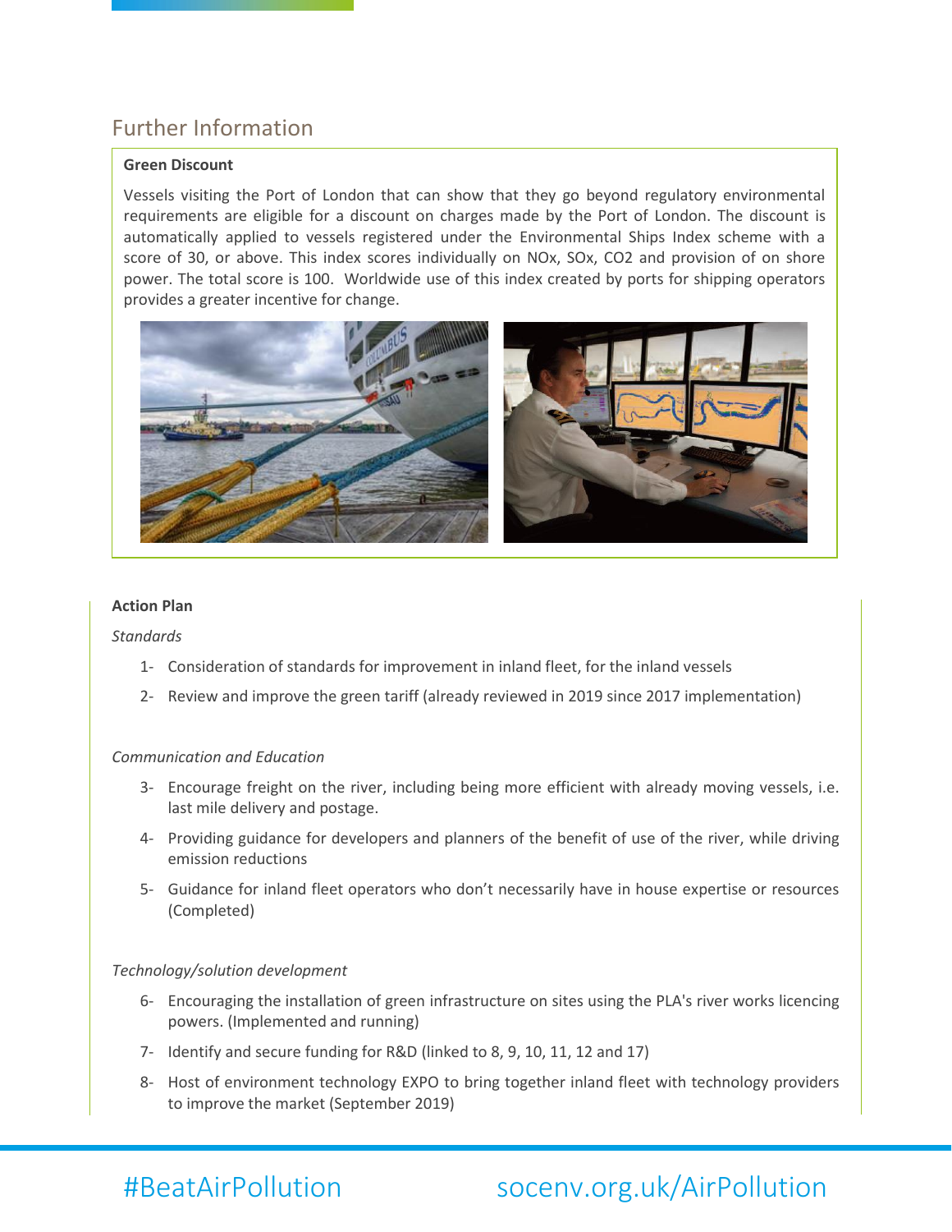## Further Information

**Green Discount**

Vessels visiting the Port of London that can show that they go beyond regulatory environmental requirements are eligible for a discount on charges made by the Port of London. The discount is automatically applied to vessels registered under the Environmental Ships Index scheme with a score of 30, or above. This index scores individually on NOx, SOx, $CO_2$ and provision of on shore power. The total score is 100. Worldwide use of this index created by ports for shipping operators provides a greater incentive for change.

**Action Plan**

*Standards*

1- Consideration of standards for improvement in inland fleet, for the inland vessels

2- Review and improve the green tariff (already reviewed in 2019 since 2017 implementation)

*Communication and Education*

3- Encourage freight on the river, including being more efficient with already moving vessels, i.e. last mile delivery and postage.

4- Providing guidance for developers and planners of the benefit of use of the river, while driving emission reductions

5- Guidance for inland fleet operators who don't necessarily have in house expertise or resources (Completed)

*Technology/solution development*

6- Encouraging the installation of green infrastructure on sites using the PLA's river works licencing powers. (Implemented and running)

7- Identify and secure funding for R&D (linked to 8, 9, 10, 11, 12 and 17)

8- Host of environment technology EXPO to bring together inland fleet with technology providers to improve the market (September 2019)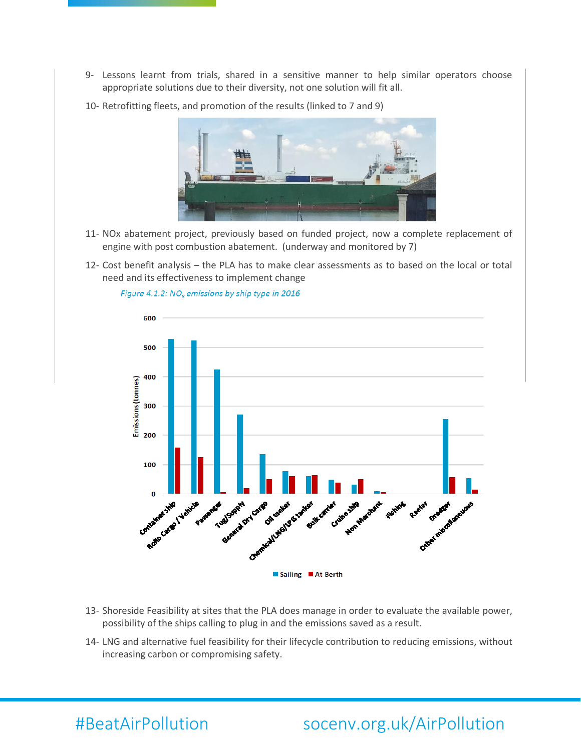9- Lessons learnt from trials, shared in a sensitive manner to help similar operators choose appropriate solutions due to their diversity, not one solution will fit all.

10- Retrofitting fleets, and promotion of the results (linked to 7 and 9)

11- NOx abatement project, previously based on funded project, now a complete replacement of engine with post combustion abatement. (underway and monitored by 7)

12- Cost benefit analysis – the PLA has to make clear assessments as to based on the local or total need and its effectiveness to implement change

*Figure 4.1.2: $NO_x$ emissions by ship type in 2016*

13- Shoreside Feasibility at sites that the PLA does manage in order to evaluate the available power, possibility of the ships calling to plug in and the emissions saved as a result.

14- LNG and alternative fuel feasibility for their lifecycle contribution to reducing emissions, without increasing carbon or compromising safety.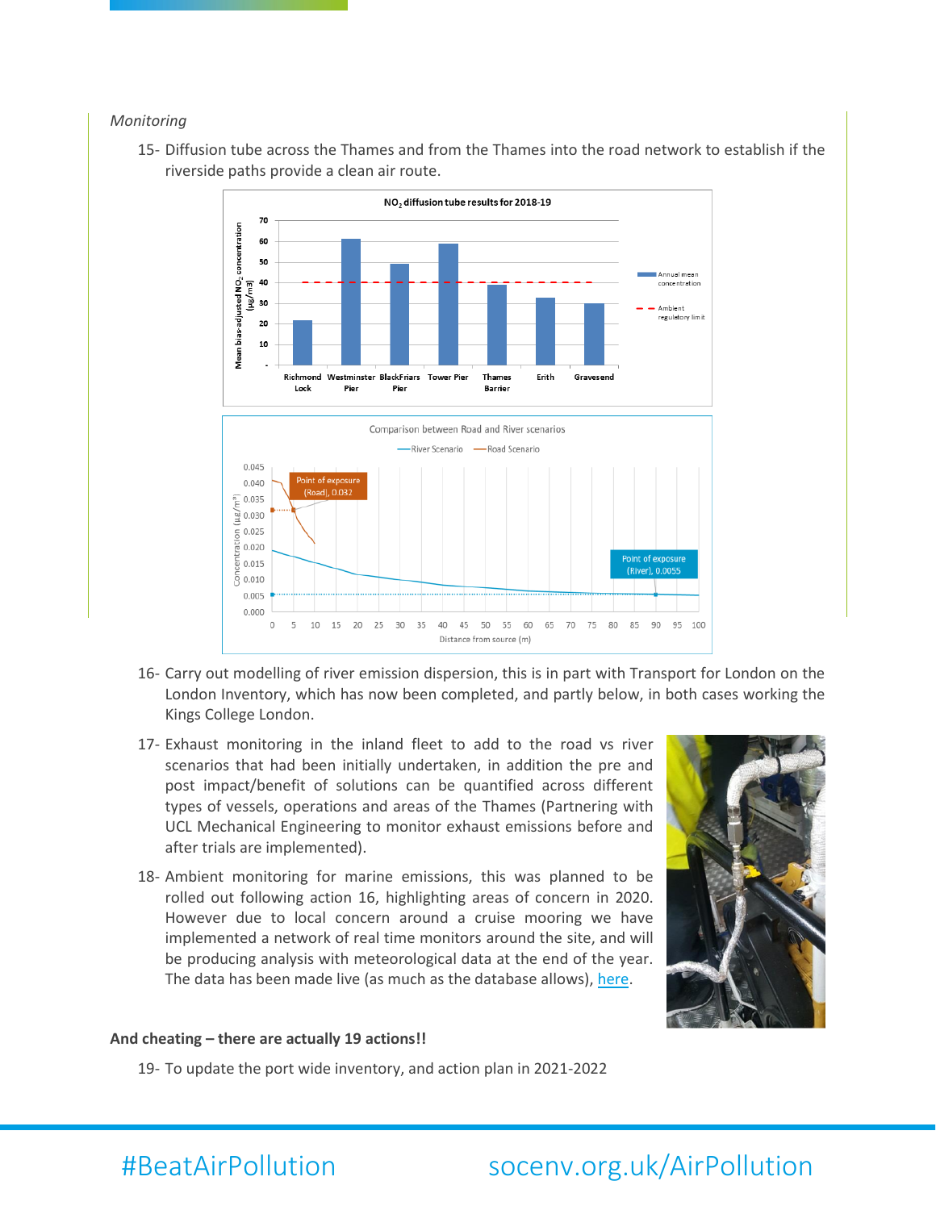*Monitoring*

15- Diffusion tube across the Thames and from the Thames into the road network to establish if the riverside paths provide a clean air route.

$NO_2$ diffusion tube results for 2018-19

Mean bias-adjusted $NO_2$ concentration (µg/m3)

70
60
50
40
30
20
10
-

Richmond Lock
Westminster Pier
BlackFriars Pier
Tower Pier
Thames Barrier
Erith
Gravesend

Annual mean concentration
Ambient regulatory limit

Comparison between Road and River scenarios

River Scenario
Road Scenario

Concentration (µg/m³)

0.045
0.040
0.035
0.030
0.025
0.020
0.015
0.010
0.005
0.000

Point of exposure (Road), 0.032
Point of exposure (River), 0.0055

0 5 10 15 20 25 30 35 40 45 50 55 60 65 70 75 80 85 90 95 100

Distance from source (m)

16- Carry out modelling of river emission dispersion, this is in part with Transport for London on the London Inventory, which has now been completed, and partly below, in both cases working the Kings College London.

17- Exhaust monitoring in the inland fleet to add to the road vs river scenarios that had been initially undertaken, in addition the pre and post impact/benefit of solutions can be quantified across different types of vessels, operations and areas of the Thames (Partnering with UCL Mechanical Engineering to monitor exhaust emissions before and after trials are implemented).

18- Ambient monitoring for marine emissions, this was planned to be rolled out following action 16, highlighting areas of concern in 2020. However due to local concern around a cruise mooring we have implemented a network of real time monitors around the site, and will be producing analysis with meteorological data at the end of the year. The data has been made live (as much as the database allows), here.

**And cheating – there are actually 19 actions!!**

19- To update the port wide inventory, and action plan in 2021-2022

#BeatAirPollution socenv.org.uk/AirPollution